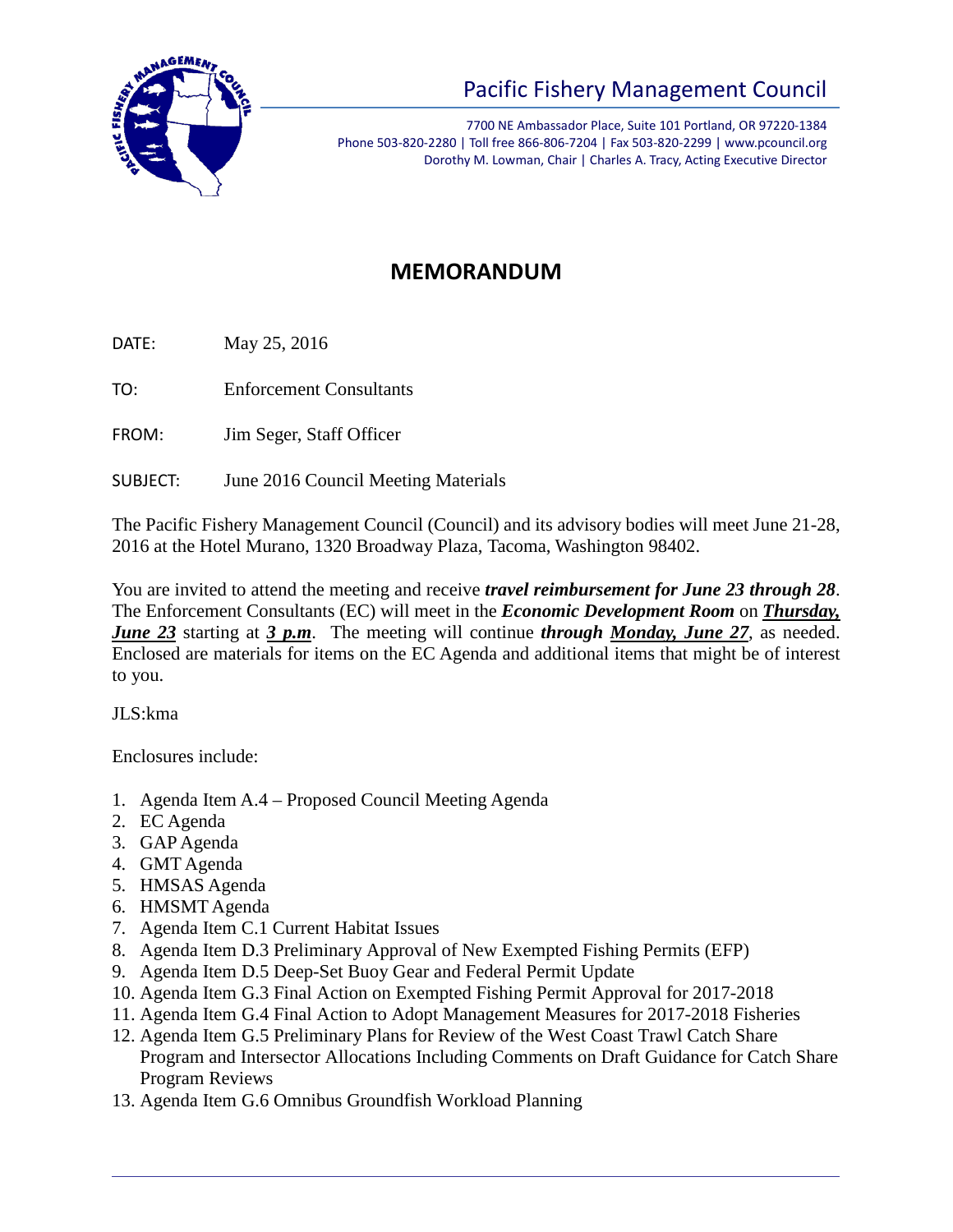# Pacific Fishery Management Council

7700 NE Ambassador Place, Suite 101 Portland, OR 97220-1384
Phone 503-820-2280 | Toll free 866-806-7204 | Fax 503-820-2299 | www.pcouncil.org
Dorothy M. Lowman, Chair | Charles A. Tracy, Acting Executive Director

## MEMORANDUM

DATE: May 25, 2016

TO: Enforcement Consultants

FROM: Jim Seger, Staff Officer

SUBJECT: June 2016 Council Meeting Materials

The Pacific Fishery Management Council (Council) and its advisory bodies will meet June 21-28, 2016 at the Hotel Murano, 1320 Broadway Plaza, Tacoma, Washington 98402.

You are invited to attend the meeting and receive ***travel reimbursement for June 23 through 28***. The Enforcement Consultants (EC) will meet in the ***Economic Development Room*** on ***Thursday, June 23*** starting at ***3 p.m***. The meeting will continue ***through Monday, June 27***, as needed. Enclosed are materials for items on the EC Agenda and additional items that might be of interest to you.

JLS:kma

Enclosures include:

1. Agenda Item A.4 – Proposed Council Meeting Agenda
2. EC Agenda
3. GAP Agenda
4. GMT Agenda
5. HMSAS Agenda
6. HMSMT Agenda
7. Agenda Item C.1 Current Habitat Issues
8. Agenda Item D.3 Preliminary Approval of New Exempted Fishing Permits (EFP)
9. Agenda Item D.5 Deep-Set Buoy Gear and Federal Permit Update
10. Agenda Item G.3 Final Action on Exempted Fishing Permit Approval for 2017-2018
11. Agenda Item G.4 Final Action to Adopt Management Measures for 2017-2018 Fisheries
12. Agenda Item G.5 Preliminary Plans for Review of the West Coast Trawl Catch Share Program and Intersector Allocations Including Comments on Draft Guidance for Catch Share Program Reviews
13. Agenda Item G.6 Omnibus Groundfish Workload Planning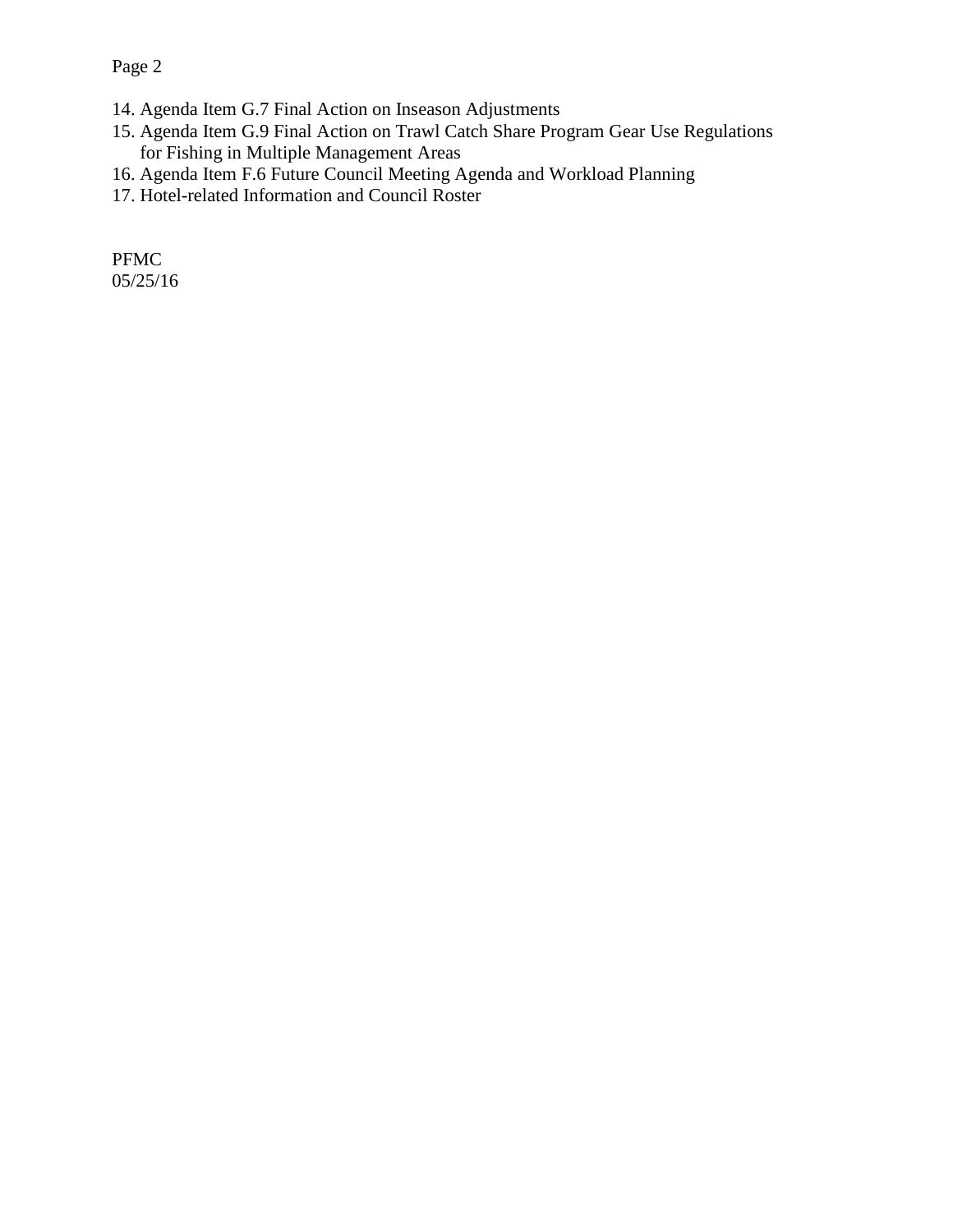14. Agenda Item G.7 Final Action on Inseason Adjustments
15. Agenda Item G.9 Final Action on Trawl Catch Share Program Gear Use Regulations for Fishing in Multiple Management Areas
16. Agenda Item F.6 Future Council Meeting Agenda and Workload Planning
17. Hotel-related Information and Council Roster

PFMC
05/25/16